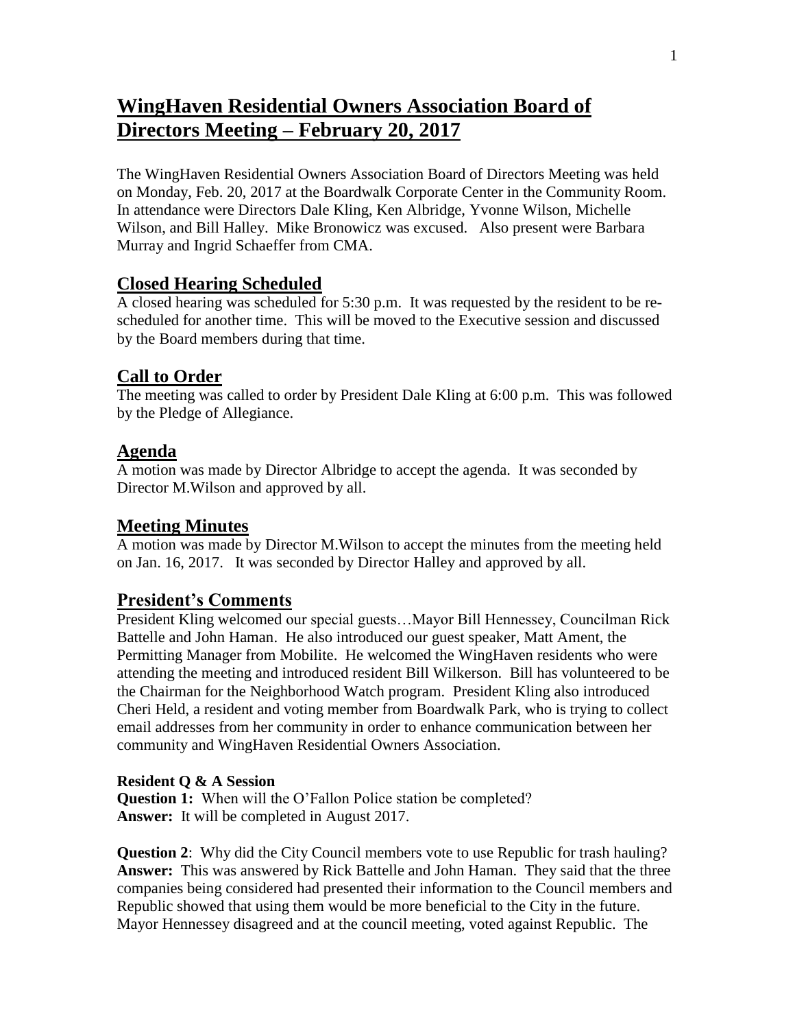# WingHaven Residential Owners Association Board of Directors Meeting – February 20, 2017

The WingHaven Residential Owners Association Board of Directors Meeting was held on Monday, Feb. 20, 2017 at the Boardwalk Corporate Center in the Community Room. In attendance were Directors Dale Kling, Ken Albridge, Yvonne Wilson, Michelle Wilson, and Bill Halley. Mike Bronowicz was excused. Also present were Barbara Murray and Ingrid Schaeffer from CMA.

## Closed Hearing Scheduled

A closed hearing was scheduled for 5:30 p.m. It was requested by the resident to be re-scheduled for another time. This will be moved to the Executive session and discussed by the Board members during that time.

## Call to Order

The meeting was called to order by President Dale Kling at 6:00 p.m. This was followed by the Pledge of Allegiance.

## Agenda

A motion was made by Director Albridge to accept the agenda. It was seconded by Director M.Wilson and approved by all.

## Meeting Minutes

A motion was made by Director M.Wilson to accept the minutes from the meeting held on Jan. 16, 2017. It was seconded by Director Halley and approved by all.

## President's Comments

President Kling welcomed our special guests…Mayor Bill Hennessey, Councilman Rick Battelle and John Haman. He also introduced our guest speaker, Matt Ament, the Permitting Manager from Mobilite. He welcomed the WingHaven residents who were attending the meeting and introduced resident Bill Wilkerson. Bill has volunteered to be the Chairman for the Neighborhood Watch program. President Kling also introduced Cheri Held, a resident and voting member from Boardwalk Park, who is trying to collect email addresses from her community in order to enhance communication between her community and WingHaven Residential Owners Association.

**Resident Q & A Session**

**Question 1:** When will the O'Fallon Police station be completed?
**Answer:** It will be completed in August 2017.

**Question 2**: Why did the City Council members vote to use Republic for trash hauling?
**Answer:** This was answered by Rick Battelle and John Haman. They said that the three companies being considered had presented their information to the Council members and Republic showed that using them would be more beneficial to the City in the future. Mayor Hennessey disagreed and at the council meeting, voted against Republic. The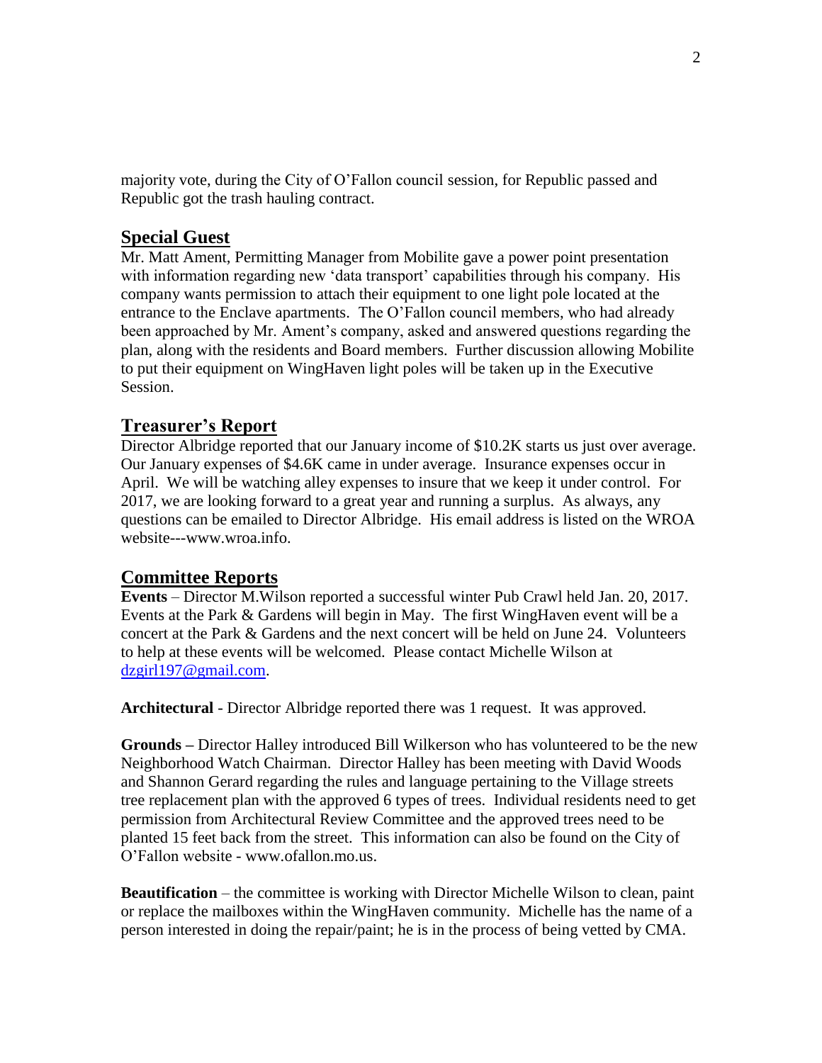majority vote, during the City of O'Fallon council session, for Republic passed and Republic got the trash hauling contract.

## Special Guest

Mr. Matt Ament, Permitting Manager from Mobilite gave a power point presentation with information regarding new 'data transport' capabilities through his company. His company wants permission to attach their equipment to one light pole located at the entrance to the Enclave apartments. The O'Fallon council members, who had already been approached by Mr. Ament's company, asked and answered questions regarding the plan, along with the residents and Board members. Further discussion allowing Mobilite to put their equipment on WingHaven light poles will be taken up in the Executive Session.

## Treasurer's Report

Director Albridge reported that our January income of $10.2K starts us just over average. Our January expenses of $4.6K came in under average. Insurance expenses occur in April. We will be watching alley expenses to insure that we keep it under control. For 2017, we are looking forward to a great year and running a surplus. As always, any questions can be emailed to Director Albridge. His email address is listed on the WROA website---www.wroa.info.

## Committee Reports

**Events** – Director M.Wilson reported a successful winter Pub Crawl held Jan. 20, 2017. Events at the Park & Gardens will begin in May. The first WingHaven event will be a concert at the Park & Gardens and the next concert will be held on June 24. Volunteers to help at these events will be welcomed. Please contact Michelle Wilson at dzgirl197@gmail.com.

**Architectural** - Director Albridge reported there was 1 request. It was approved.

**Grounds –** Director Halley introduced Bill Wilkerson who has volunteered to be the new Neighborhood Watch Chairman. Director Halley has been meeting with David Woods and Shannon Gerard regarding the rules and language pertaining to the Village streets tree replacement plan with the approved 6 types of trees. Individual residents need to get permission from Architectural Review Committee and the approved trees need to be planted 15 feet back from the street. This information can also be found on the City of O'Fallon website - www.ofallon.mo.us.

**Beautification** – the committee is working with Director Michelle Wilson to clean, paint or replace the mailboxes within the WingHaven community. Michelle has the name of a person interested in doing the repair/paint; he is in the process of being vetted by CMA.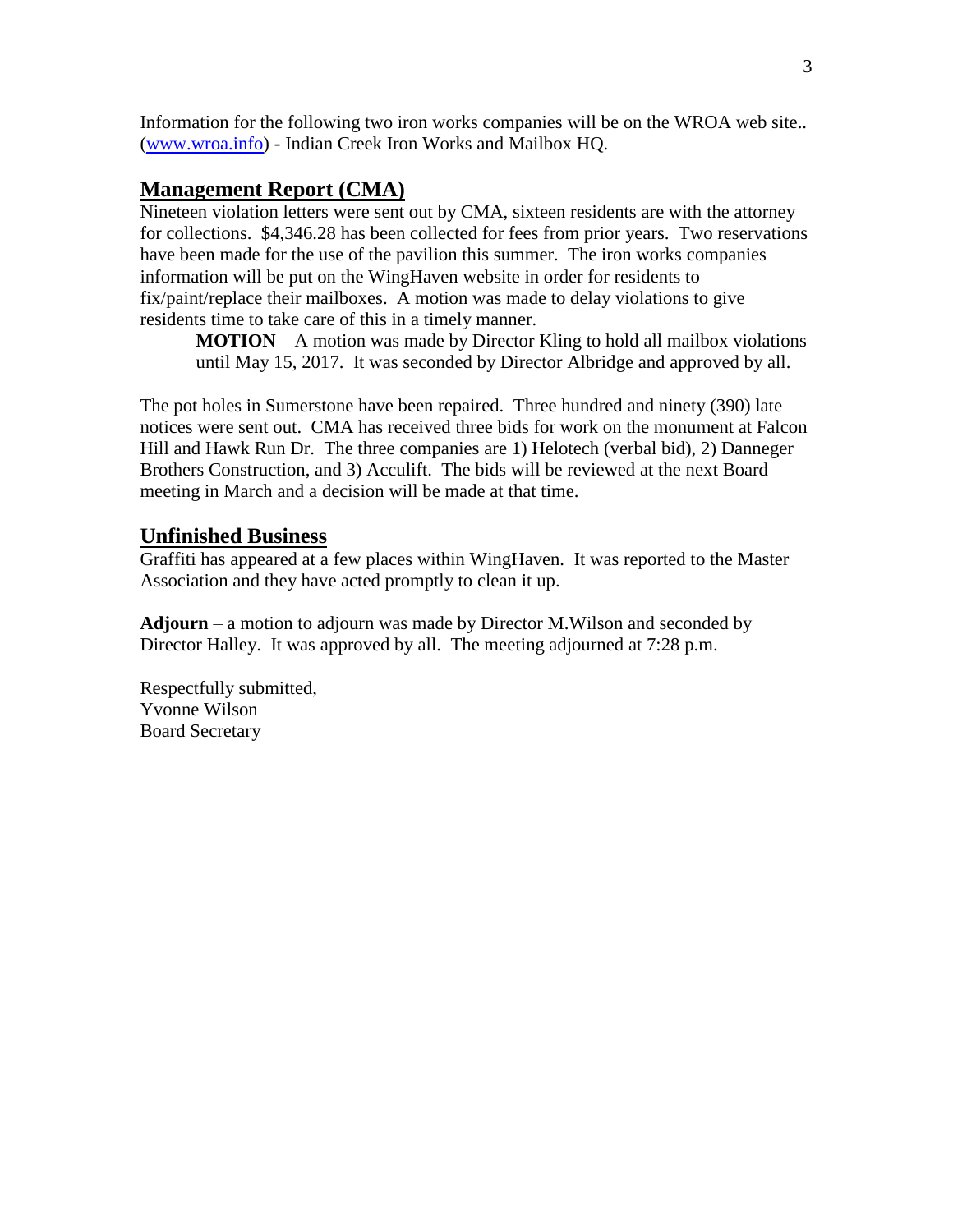Information for the following two iron works companies will be on the WROA web site.. (www.wroa.info) - Indian Creek Iron Works and Mailbox HQ.

## Management Report (CMA)

Nineteen violation letters were sent out by CMA, sixteen residents are with the attorney for collections. $4,346.28 has been collected for fees from prior years. Two reservations have been made for the use of the pavilion this summer. The iron works companies information will be put on the WingHaven website in order for residents to fix/paint/replace their mailboxes. A motion was made to delay violations to give residents time to take care of this in a timely manner.

> **MOTION** – A motion was made by Director Kling to hold all mailbox violations until May 15, 2017. It was seconded by Director Albridge and approved by all.

The pot holes in Sumerstone have been repaired. Three hundred and ninety (390) late notices were sent out. CMA has received three bids for work on the monument at Falcon Hill and Hawk Run Dr. The three companies are 1) Helotech (verbal bid), 2) Danneger Brothers Construction, and 3) Acculift. The bids will be reviewed at the next Board meeting in March and a decision will be made at that time.

## Unfinished Business

Graffiti has appeared at a few places within WingHaven. It was reported to the Master Association and they have acted promptly to clean it up.

**Adjourn** – a motion to adjourn was made by Director M.Wilson and seconded by Director Halley. It was approved by all. The meeting adjourned at 7:28 p.m.

Respectfully submitted,
Yvonne Wilson
Board Secretary